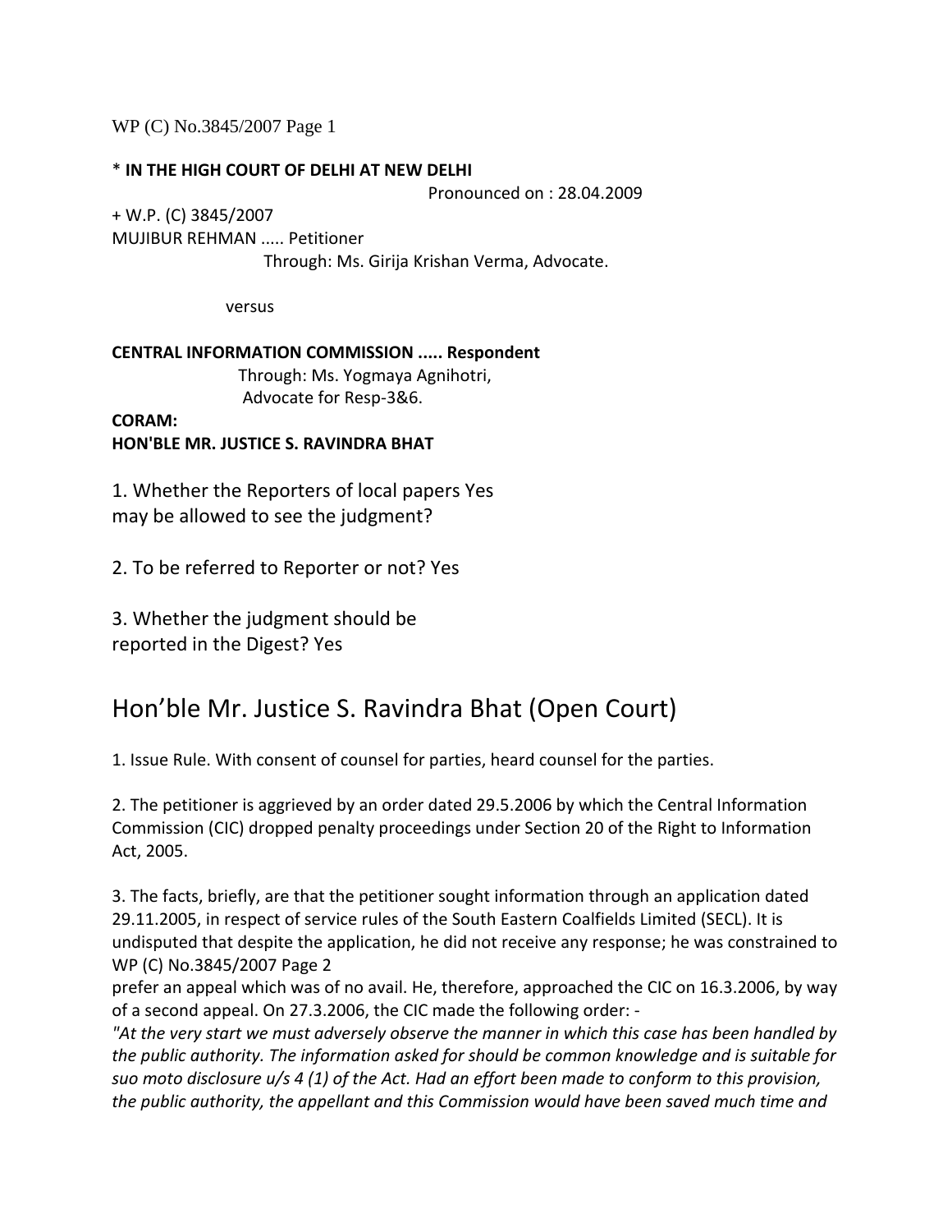\* **IN THE HIGH COURT OF DELHI AT NEW DELHI**

Pronounced on : 28.04.2009

+ W.P. (C) 3845/2007

MUJIBUR REHMAN ..... Petitioner

Through: Ms. Girija Krishan Verma, Advocate.

versus

**CENTRAL INFORMATION COMMISSION ..... Respondent**

Through: Ms. Yogmaya Agnihotri, Advocate for Resp-3&6.

**CORAM:**
**HON'BLE MR. JUSTICE S. RAVINDRA BHAT**

1. Whether the Reporters of local papers may be allowed to see the judgment? Yes

2. To be referred to Reporter or not? Yes

3. Whether the judgment should be reported in the Digest? Yes

# Hon'ble Mr. Justice S. Ravindra Bhat (Open Court)

1. Issue Rule. With consent of counsel for parties, heard counsel for the parties.

2. The petitioner is aggrieved by an order dated 29.5.2006 by which the Central Information Commission (CIC) dropped penalty proceedings under Section 20 of the Right to Information Act, 2005.

3. The facts, briefly, are that the petitioner sought information through an application dated 29.11.2005, in respect of service rules of the South Eastern Coalfields Limited (SECL). It is undisputed that despite the application, he did not receive any response; he was constrained to prefer an appeal which was of no avail. He, therefore, approached the CIC on 16.3.2006, by way of a second appeal. On 27.3.2006, the CIC made the following order: -

*"At the very start we must adversely observe the manner in which this case has been handled by the public authority. The information asked for should be common knowledge and is suitable for suo moto disclosure u/s 4 (1) of the Act. Had an effort been made to conform to this provision, the public authority, the appellant and this Commission would have been saved much time and*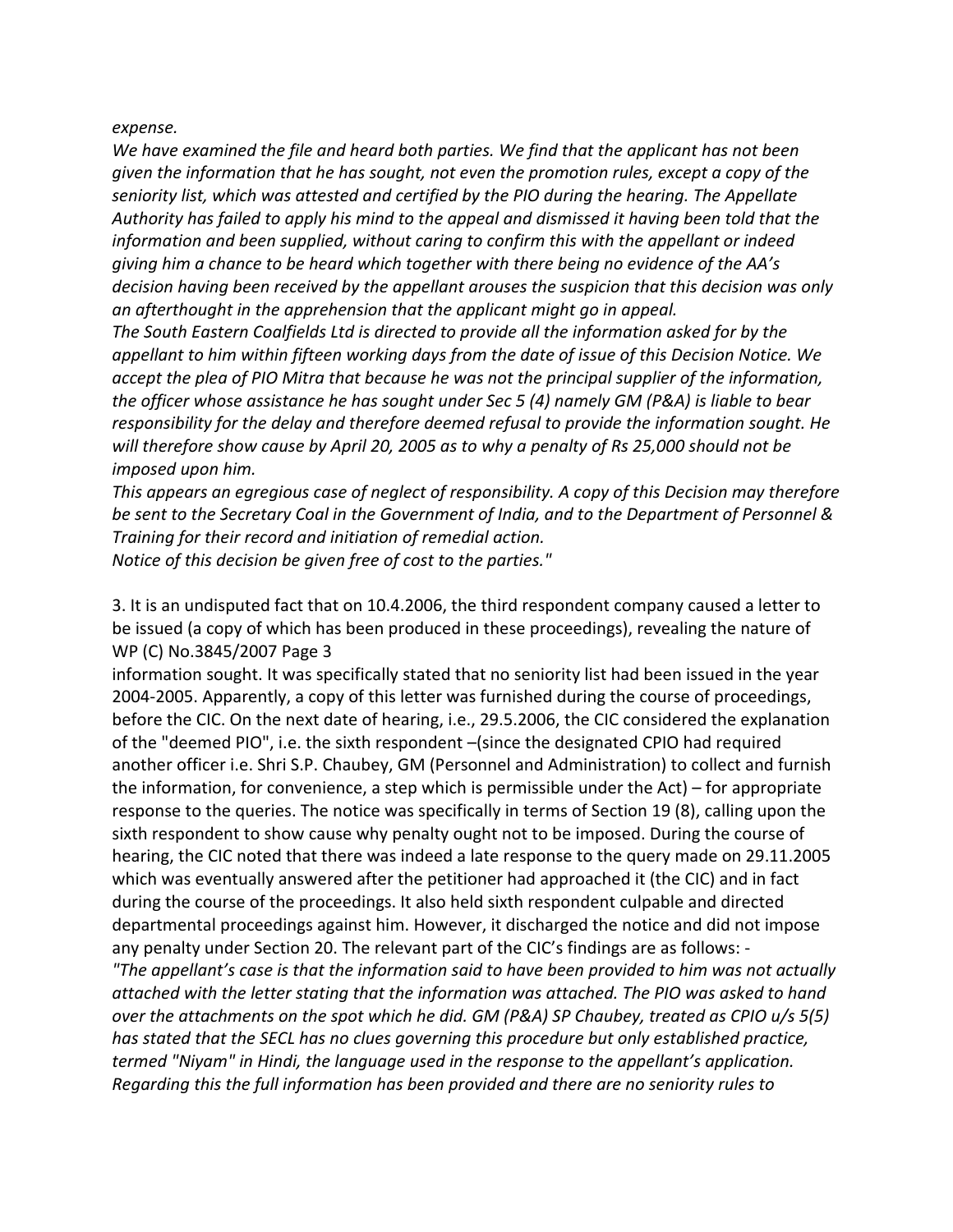*expense.*

*We have examined the file and heard both parties. We find that the applicant has not been given the information that he has sought, not even the promotion rules, except a copy of the seniority list, which was attested and certified by the PIO during the hearing. The Appellate Authority has failed to apply his mind to the appeal and dismissed it having been told that the information and been supplied, without caring to confirm this with the appellant or indeed giving him a chance to be heard which together with there being no evidence of the AA's decision having been received by the appellant arouses the suspicion that this decision was only an afterthought in the apprehension that the applicant might go in appeal.*

*The South Eastern Coalfields Ltd is directed to provide all the information asked for by the appellant to him within fifteen working days from the date of issue of this Decision Notice. We accept the plea of PIO Mitra that because he was not the principal supplier of the information, the officer whose assistance he has sought under Sec 5 (4) namely GM (P&A) is liable to bear responsibility for the delay and therefore deemed refusal to provide the information sought. He will therefore show cause by April 20, 2005 as to why a penalty of Rs 25,000 should not be imposed upon him.*

*This appears an egregious case of neglect of responsibility. A copy of this Decision may therefore be sent to the Secretary Coal in the Government of India, and to the Department of Personnel & Training for their record and initiation of remedial action.*

*Notice of this decision be given free of cost to the parties."*

3. It is an undisputed fact that on 10.4.2006, the third respondent company caused a letter to be issued (a copy of which has been produced in these proceedings), revealing the nature of information sought. It was specifically stated that no seniority list had been issued in the year 2004-2005. Apparently, a copy of this letter was furnished during the course of proceedings, before the CIC. On the next date of hearing, i.e., 29.5.2006, the CIC considered the explanation of the "deemed PIO", i.e. the sixth respondent –(since the designated CPIO had required another officer i.e. Shri S.P. Chaubey, GM (Personnel and Administration) to collect and furnish the information, for convenience, a step which is permissible under the Act) – for appropriate response to the queries. The notice was specifically in terms of Section 19 (8), calling upon the sixth respondent to show cause why penalty ought not to be imposed. During the course of hearing, the CIC noted that there was indeed a late response to the query made on 29.11.2005 which was eventually answered after the petitioner had approached it (the CIC) and in fact during the course of the proceedings. It also held sixth respondent culpable and directed departmental proceedings against him. However, it discharged the notice and did not impose any penalty under Section 20. The relevant part of the CIC's findings are as follows: -

*"The appellant's case is that the information said to have been provided to him was not actually attached with the letter stating that the information was attached. The PIO was asked to hand over the attachments on the spot which he did. GM (P&A) SP Chaubey, treated as CPIO u/s 5(5) has stated that the SECL has no clues governing this procedure but only established practice, termed "Niyam" in Hindi, the language used in the response to the appellant's application. Regarding this the full information has been provided and there are no seniority rules to*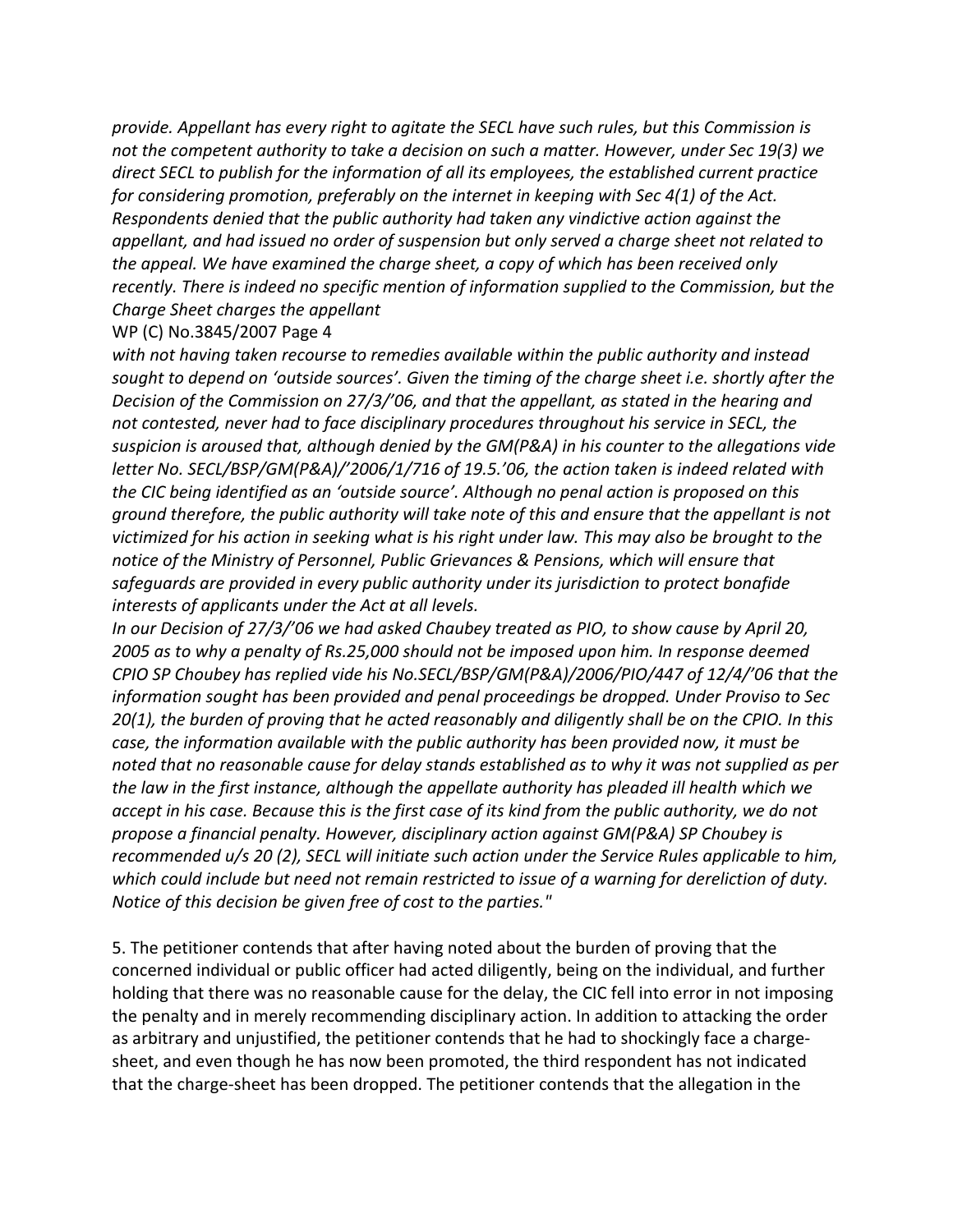*provide. Appellant has every right to agitate the SECL have such rules, but this Commission is not the competent authority to take a decision on such a matter. However, under Sec 19(3) we direct SECL to publish for the information of all its employees, the established current practice for considering promotion, preferably on the internet in keeping with Sec 4(1) of the Act. Respondents denied that the public authority had taken any vindictive action against the appellant, and had issued no order of suspension but only served a charge sheet not related to the appeal. We have examined the charge sheet, a copy of which has been received only recently. There is indeed no specific mention of information supplied to the Commission, but the Charge Sheet charges the appellant*

WP (C) No.3845/2007 Page 4

*with not having taken recourse to remedies available within the public authority and instead sought to depend on 'outside sources'. Given the timing of the charge sheet i.e. shortly after the Decision of the Commission on 27/3/'06, and that the appellant, as stated in the hearing and not contested, never had to face disciplinary procedures throughout his service in SECL, the suspicion is aroused that, although denied by the GM(P&A) in his counter to the allegations vide letter No. SECL/BSP/GM(P&A)/'2006/1/716 of 19.5.'06, the action taken is indeed related with the CIC being identified as an 'outside source'. Although no penal action is proposed on this ground therefore, the public authority will take note of this and ensure that the appellant is not victimized for his action in seeking what is his right under law. This may also be brought to the notice of the Ministry of Personnel, Public Grievances & Pensions, which will ensure that safeguards are provided in every public authority under its jurisdiction to protect bonafide interests of applicants under the Act at all levels.*

*In our Decision of 27/3/'06 we had asked Chaubey treated as PIO, to show cause by April 20, 2005 as to why a penalty of Rs.25,000 should not be imposed upon him. In response deemed CPIO SP Choubey has replied vide his No.SECL/BSP/GM(P&A)/2006/PIO/447 of 12/4/'06 that the information sought has been provided and penal proceedings be dropped. Under Proviso to Sec 20(1), the burden of proving that he acted reasonably and diligently shall be on the CPIO. In this case, the information available with the public authority has been provided now, it must be noted that no reasonable cause for delay stands established as to why it was not supplied as per the law in the first instance, although the appellate authority has pleaded ill health which we accept in his case. Because this is the first case of its kind from the public authority, we do not propose a financial penalty. However, disciplinary action against GM(P&A) SP Choubey is recommended u/s 20 (2), SECL will initiate such action under the Service Rules applicable to him, which could include but need not remain restricted to issue of a warning for dereliction of duty. Notice of this decision be given free of cost to the parties."*

5. The petitioner contends that after having noted about the burden of proving that the concerned individual or public officer had acted diligently, being on the individual, and further holding that there was no reasonable cause for the delay, the CIC fell into error in not imposing the penalty and in merely recommending disciplinary action. In addition to attacking the order as arbitrary and unjustified, the petitioner contends that he had to shockingly face a charge-sheet, and even though he has now been promoted, the third respondent has not indicated that the charge-sheet has been dropped. The petitioner contends that the allegation in the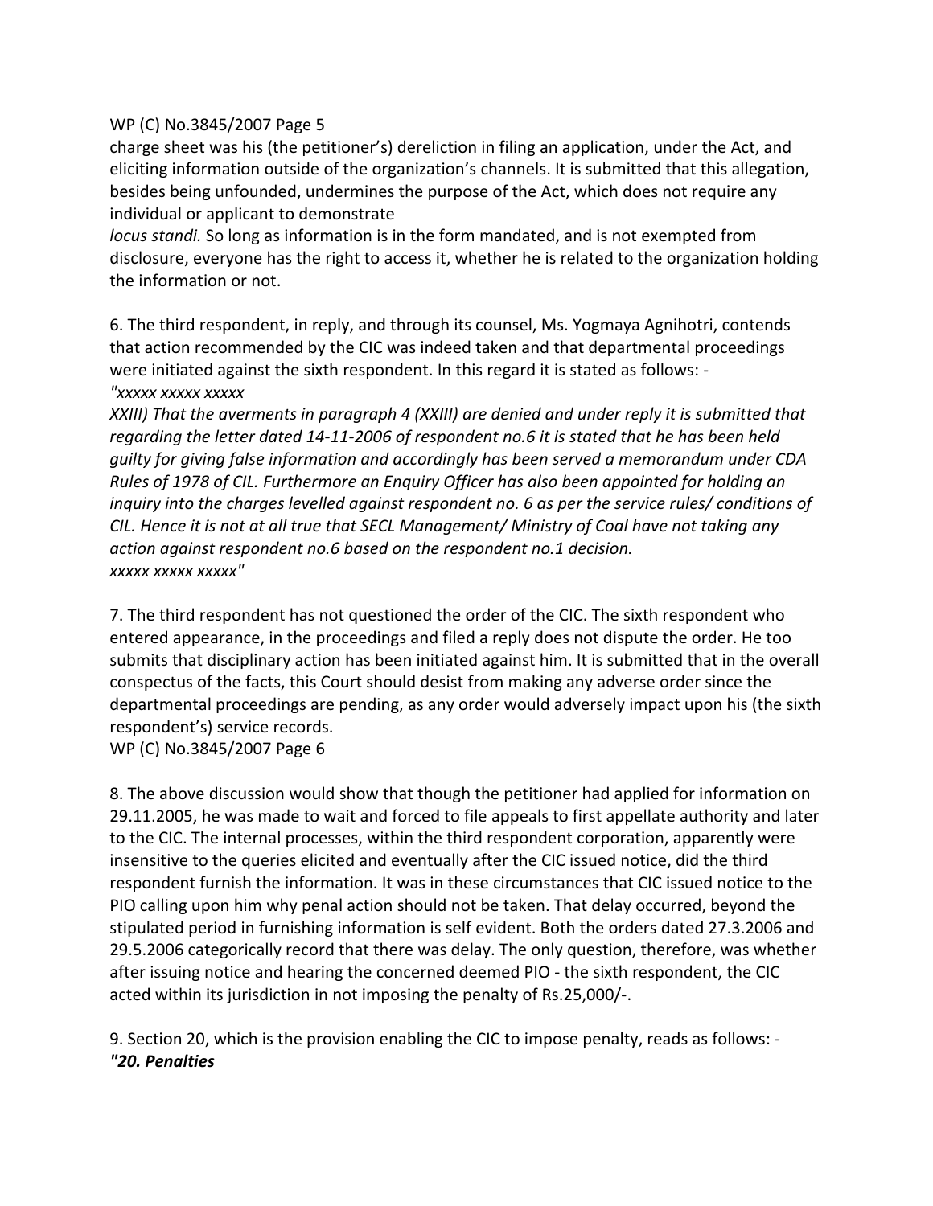charge sheet was his (the petitioner's) dereliction in filing an application, under the Act, and eliciting information outside of the organization's channels. It is submitted that this allegation, besides being unfounded, undermines the purpose of the Act, which does not require any individual or applicant to demonstrate *locus standi.* So long as information is in the form mandated, and is not exempted from disclosure, everyone has the right to access it, whether he is related to the organization holding the information or not.

6. The third respondent, in reply, and through its counsel, Ms. Yogmaya Agnihotri, contends that action recommended by the CIC was indeed taken and that departmental proceedings were initiated against the sixth respondent. In this regard it is stated as follows: -

*"xxxxx xxxxx xxxxx*

*XXIII) That the averments in paragraph 4 (XXIII) are denied and under reply it is submitted that regarding the letter dated 14-11-2006 of respondent no.6 it is stated that he has been held guilty for giving false information and accordingly has been served a memorandum under CDA Rules of 1978 of CIL. Furthermore an Enquiry Officer has also been appointed for holding an inquiry into the charges levelled against respondent no. 6 as per the service rules/ conditions of CIL. Hence it is not at all true that SECL Management/ Ministry of Coal have not taking any action against respondent no.6 based on the respondent no.1 decision.*

*xxxxx xxxxx xxxxx"*

7. The third respondent has not questioned the order of the CIC. The sixth respondent who entered appearance, in the proceedings and filed a reply does not dispute the order. He too submits that disciplinary action has been initiated against him. It is submitted that in the overall conspectus of the facts, this Court should desist from making any adverse order since the departmental proceedings are pending, as any order would adversely impact upon his (the sixth respondent's) service records.

8. The above discussion would show that though the petitioner had applied for information on 29.11.2005, he was made to wait and forced to file appeals to first appellate authority and later to the CIC. The internal processes, within the third respondent corporation, apparently were insensitive to the queries elicited and eventually after the CIC issued notice, did the third respondent furnish the information. It was in these circumstances that CIC issued notice to the PIO calling upon him why penal action should not be taken. That delay occurred, beyond the stipulated period in furnishing information is self evident. Both the orders dated 27.3.2006 and 29.5.2006 categorically record that there was delay. The only question, therefore, was whether after issuing notice and hearing the concerned deemed PIO - the sixth respondent, the CIC acted within its jurisdiction in not imposing the penalty of Rs.25,000/-.

9. Section 20, which is the provision enabling the CIC to impose penalty, reads as follows: -

***"20. Penalties***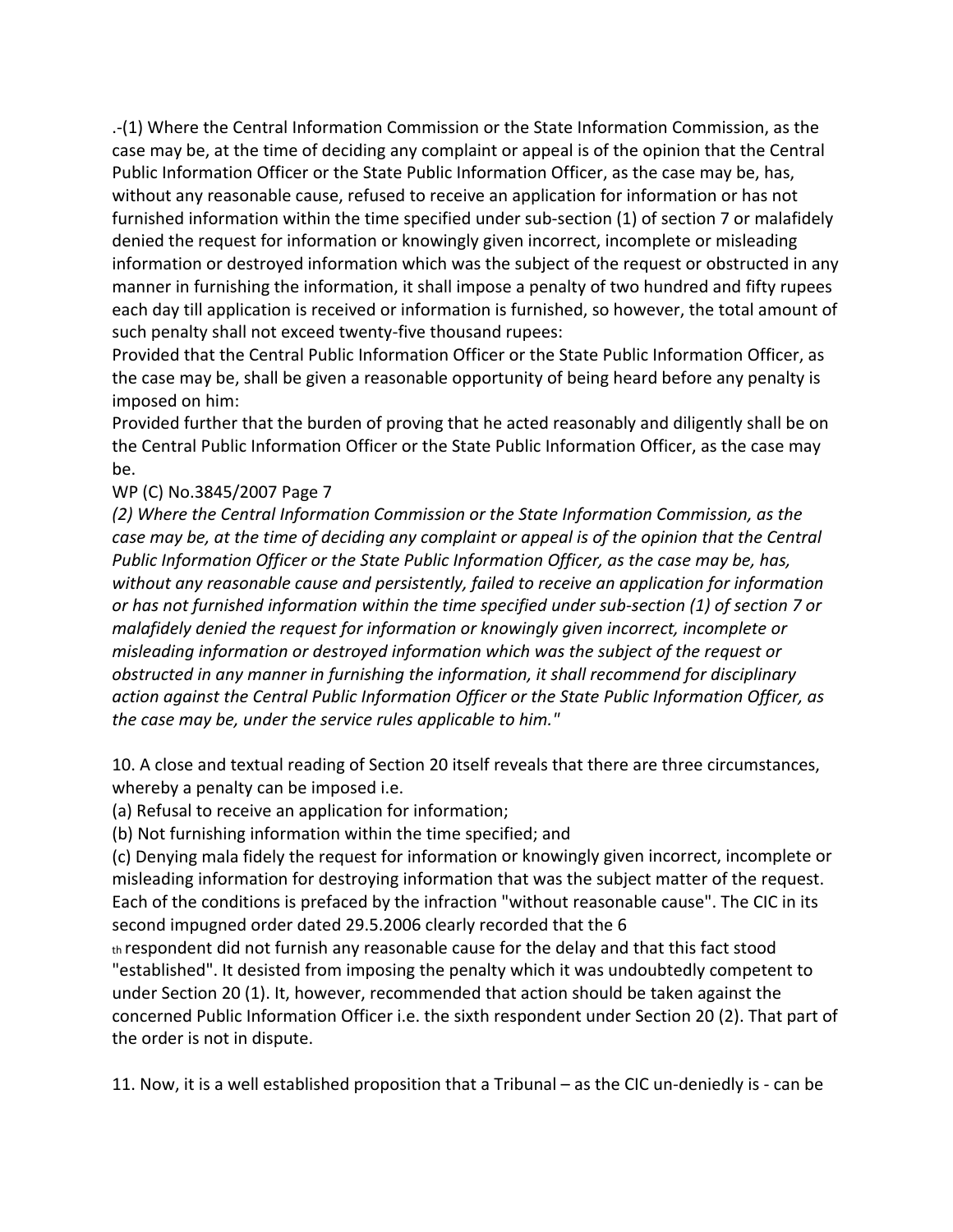.-(1) Where the Central Information Commission or the State Information Commission, as the case may be, at the time of deciding any complaint or appeal is of the opinion that the Central Public Information Officer or the State Public Information Officer, as the case may be, has, without any reasonable cause, refused to receive an application for information or has not furnished information within the time specified under sub-section (1) of section 7 or malafidely denied the request for information or knowingly given incorrect, incomplete or misleading information or destroyed information which was the subject of the request or obstructed in any manner in furnishing the information, it shall impose a penalty of two hundred and fifty rupees each day till application is received or information is furnished, so however, the total amount of such penalty shall not exceed twenty-five thousand rupees:

Provided that the Central Public Information Officer or the State Public Information Officer, as the case may be, shall be given a reasonable opportunity of being heard before any penalty is imposed on him:

Provided further that the burden of proving that he acted reasonably and diligently shall be on the Central Public Information Officer or the State Public Information Officer, as the case may be.

*(2) Where the Central Information Commission or the State Information Commission, as the case may be, at the time of deciding any complaint or appeal is of the opinion that the Central Public Information Officer or the State Public Information Officer, as the case may be, has, without any reasonable cause and persistently, failed to receive an application for information or has not furnished information within the time specified under sub-section (1) of section 7 or malafidely denied the request for information or knowingly given incorrect, incomplete or misleading information or destroyed information which was the subject of the request or obstructed in any manner in furnishing the information, it shall recommend for disciplinary action against the Central Public Information Officer or the State Public Information Officer, as the case may be, under the service rules applicable to him."*

10. A close and textual reading of Section 20 itself reveals that there are three circumstances, whereby a penalty can be imposed i.e.

(a) Refusal to receive an application for information;

(b) Not furnishing information within the time specified; and

(c) Denying mala fidely the request for information or knowingly given incorrect, incomplete or misleading information for destroying information that was the subject matter of the request.

Each of the conditions is prefaced by the infraction "without reasonable cause". The CIC in its second impugned order dated 29.5.2006 clearly recorded that the 6th respondent did not furnish any reasonable cause for the delay and that this fact stood "established". It desisted from imposing the penalty which it was undoubtedly competent to under Section 20 (1). It, however, recommended that action should be taken against the concerned Public Information Officer i.e. the sixth respondent under Section 20 (2). That part of the order is not in dispute.

11. Now, it is a well established proposition that a Tribunal – as the CIC un-deniedly is - can be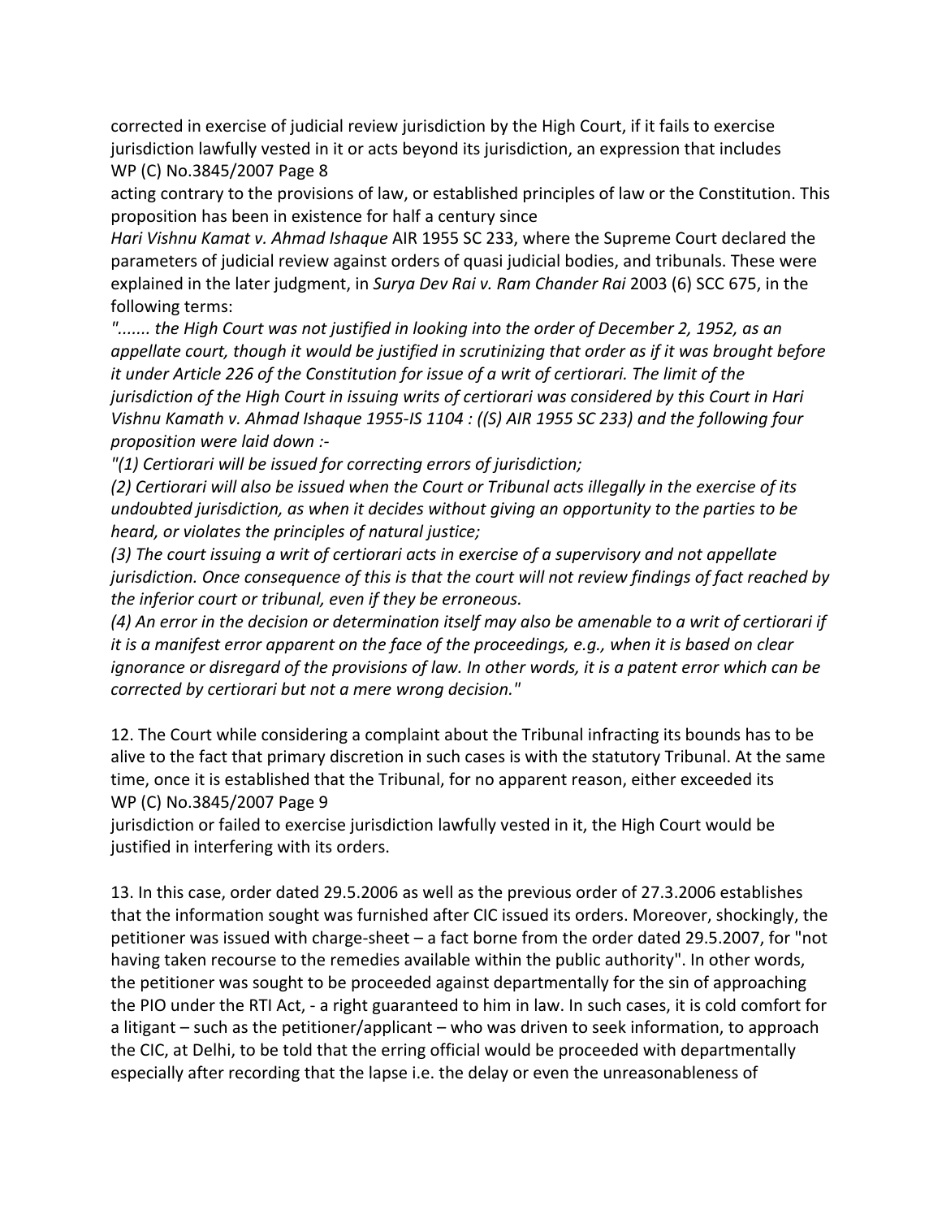corrected in exercise of judicial review jurisdiction by the High Court, if it fails to exercise jurisdiction lawfully vested in it or acts beyond its jurisdiction, an expression that includes acting contrary to the provisions of law, or established principles of law or the Constitution. This proposition has been in existence for half a century since *Hari Vishnu Kamat v. Ahmad Ishaque* AIR 1955 SC 233, where the Supreme Court declared the parameters of judicial review against orders of quasi judicial bodies, and tribunals. These were explained in the later judgment, in *Surya Dev Rai v. Ram Chander Rai* 2003 (6) SCC 675, in the following terms:

*"....... the High Court was not justified in looking into the order of December 2, 1952, as an appellate court, though it would be justified in scrutinizing that order as if it was brought before it under Article 226 of the Constitution for issue of a writ of certiorari. The limit of the jurisdiction of the High Court in issuing writs of certiorari was considered by this Court in Hari Vishnu Kamath v. Ahmad Ishaque 1955-IS 1104 : ((S) AIR 1955 SC 233) and the following four proposition were laid down :-*

*"(1) Certiorari will be issued for correcting errors of jurisdiction;*

*(2) Certiorari will also be issued when the Court or Tribunal acts illegally in the exercise of its undoubted jurisdiction, as when it decides without giving an opportunity to the parties to be heard, or violates the principles of natural justice;*

*(3) The court issuing a writ of certiorari acts in exercise of a supervisory and not appellate jurisdiction. Once consequence of this is that the court will not review findings of fact reached by the inferior court or tribunal, even if they be erroneous.*

*(4) An error in the decision or determination itself may also be amenable to a writ of certiorari if it is a manifest error apparent on the face of the proceedings, e.g., when it is based on clear ignorance or disregard of the provisions of law. In other words, it is a patent error which can be corrected by certiorari but not a mere wrong decision."*

12. The Court while considering a complaint about the Tribunal infracting its bounds has to be alive to the fact that primary discretion in such cases is with the statutory Tribunal. At the same time, once it is established that the Tribunal, for no apparent reason, either exceeded its jurisdiction or failed to exercise jurisdiction lawfully vested in it, the High Court would be justified in interfering with its orders.

13. In this case, order dated 29.5.2006 as well as the previous order of 27.3.2006 establishes that the information sought was furnished after CIC issued its orders. Moreover, shockingly, the petitioner was issued with charge-sheet – a fact borne from the order dated 29.5.2007, for "not having taken recourse to the remedies available within the public authority". In other words, the petitioner was sought to be proceeded against departmentally for the sin of approaching the PIO under the RTI Act, - a right guaranteed to him in law. In such cases, it is cold comfort for a litigant – such as the petitioner/applicant – who was driven to seek information, to approach the CIC, at Delhi, to be told that the erring official would be proceeded with departmentally especially after recording that the lapse i.e. the delay or even the unreasonableness of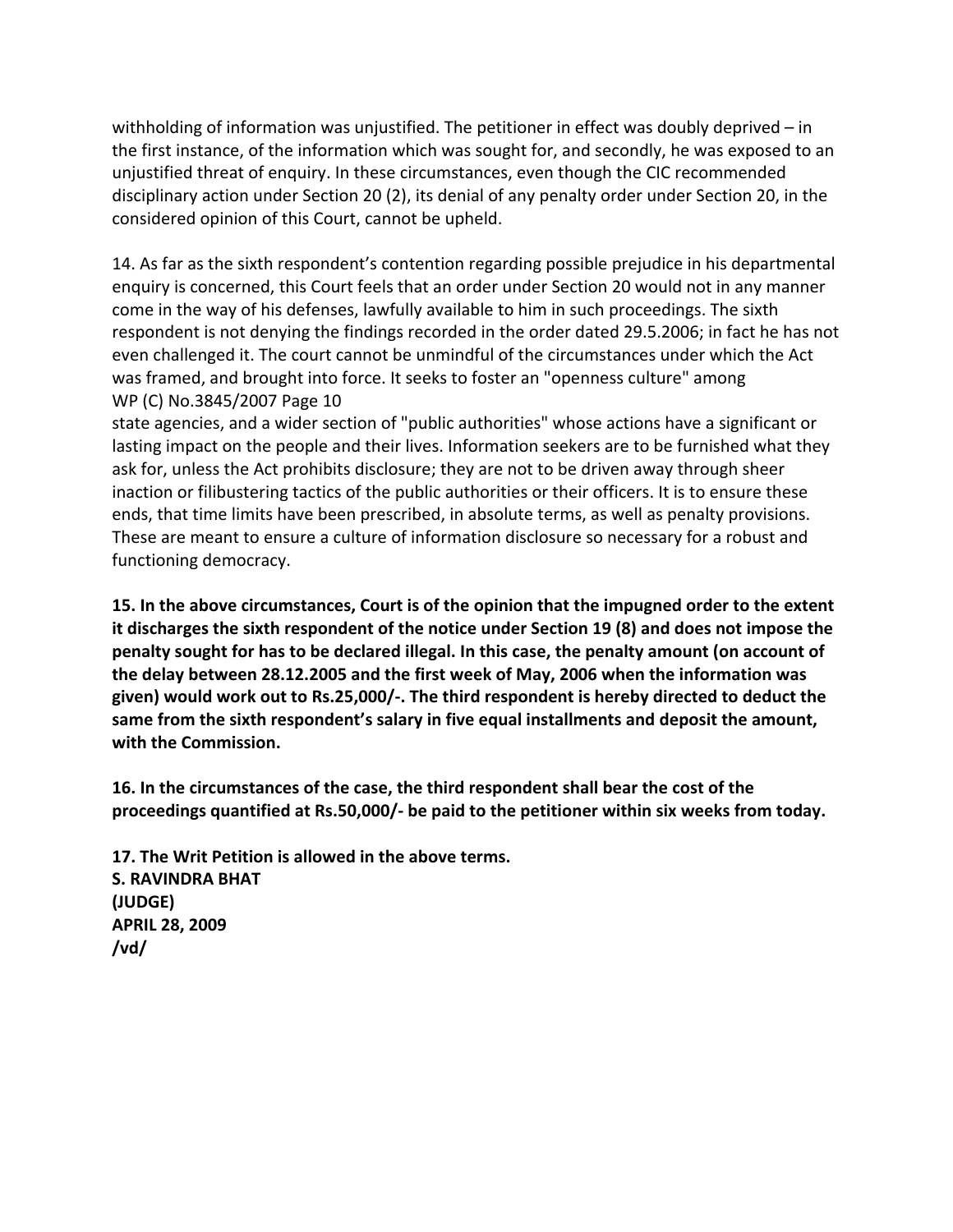withholding of information was unjustified. The petitioner in effect was doubly deprived – in the first instance, of the information which was sought for, and secondly, he was exposed to an unjustified threat of enquiry. In these circumstances, even though the CIC recommended disciplinary action under Section 20 (2), its denial of any penalty order under Section 20, in the considered opinion of this Court, cannot be upheld.

14. As far as the sixth respondent's contention regarding possible prejudice in his departmental enquiry is concerned, this Court feels that an order under Section 20 would not in any manner come in the way of his defenses, lawfully available to him in such proceedings. The sixth respondent is not denying the findings recorded in the order dated 29.5.2006; in fact he has not even challenged it. The court cannot be unmindful of the circumstances under which the Act was framed, and brought into force. It seeks to foster an "openness culture" among state agencies, and a wider section of "public authorities" whose actions have a significant or lasting impact on the people and their lives. Information seekers are to be furnished what they ask for, unless the Act prohibits disclosure; they are not to be driven away through sheer inaction or filibustering tactics of the public authorities or their officers. It is to ensure these ends, that time limits have been prescribed, in absolute terms, as well as penalty provisions. These are meant to ensure a culture of information disclosure so necessary for a robust and functioning democracy.

**15. In the above circumstances, Court is of the opinion that the impugned order to the extent it discharges the sixth respondent of the notice under Section 19 (8) and does not impose the penalty sought for has to be declared illegal. In this case, the penalty amount (on account of the delay between 28.12.2005 and the first week of May, 2006 when the information was given) would work out to Rs.25,000/-. The third respondent is hereby directed to deduct the same from the sixth respondent's salary in five equal installments and deposit the amount, with the Commission.**

**16. In the circumstances of the case, the third respondent shall bear the cost of the proceedings quantified at Rs.50,000/- be paid to the petitioner within six weeks from today.**

**17. The Writ Petition is allowed in the above terms.**
**S. RAVINDRA BHAT**
**(JUDGE)**
**APRIL 28, 2009**
**/vd/**